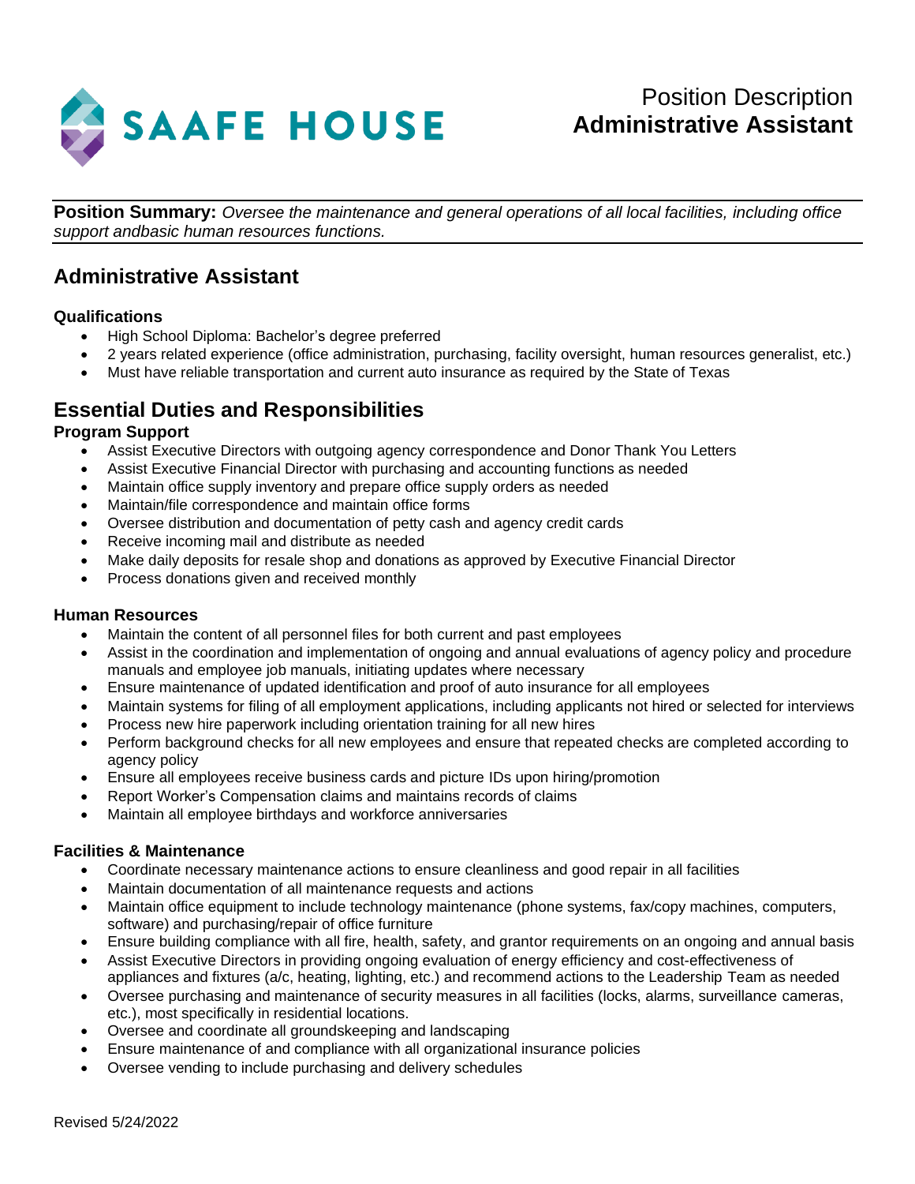SAAFE HOUSE

Position Description
**Administrative Assistant**

**Position Summary:** *Oversee the maintenance and general operations of all local facilities, including office support andbasic human resources functions.*

## Administrative Assistant

**Qualifications**

- High School Diploma: Bachelor's degree preferred
- 2 years related experience (office administration, purchasing, facility oversight, human resources generalist, etc.)
- Must have reliable transportation and current auto insurance as required by the State of Texas

## Essential Duties and Responsibilities

**Program Support**

- Assist Executive Directors with outgoing agency correspondence and Donor Thank You Letters
- Assist Executive Financial Director with purchasing and accounting functions as needed
- Maintain office supply inventory and prepare office supply orders as needed
- Maintain/file correspondence and maintain office forms
- Oversee distribution and documentation of petty cash and agency credit cards
- Receive incoming mail and distribute as needed
- Make daily deposits for resale shop and donations as approved by Executive Financial Director
- Process donations given and received monthly

**Human Resources**

- Maintain the content of all personnel files for both current and past employees
- Assist in the coordination and implementation of ongoing and annual evaluations of agency policy and procedure manuals and employee job manuals, initiating updates where necessary
- Ensure maintenance of updated identification and proof of auto insurance for all employees
- Maintain systems for filing of all employment applications, including applicants not hired or selected for interviews
- Process new hire paperwork including orientation training for all new hires
- Perform background checks for all new employees and ensure that repeated checks are completed according to agency policy
- Ensure all employees receive business cards and picture IDs upon hiring/promotion
- Report Worker's Compensation claims and maintains records of claims
- Maintain all employee birthdays and workforce anniversaries

**Facilities & Maintenance**

- Coordinate necessary maintenance actions to ensure cleanliness and good repair in all facilities
- Maintain documentation of all maintenance requests and actions
- Maintain office equipment to include technology maintenance (phone systems, fax/copy machines, computers, software) and purchasing/repair of office furniture
- Ensure building compliance with all fire, health, safety, and grantor requirements on an ongoing and annual basis
- Assist Executive Directors in providing ongoing evaluation of energy efficiency and cost-effectiveness of appliances and fixtures (a/c, heating, lighting, etc.) and recommend actions to the Leadership Team as needed
- Oversee purchasing and maintenance of security measures in all facilities (locks, alarms, surveillance cameras, etc.), most specifically in residential locations.
- Oversee and coordinate all groundskeeping and landscaping
- Ensure maintenance of and compliance with all organizational insurance policies
- Oversee vending to include purchasing and delivery schedules

Revised 5/24/2022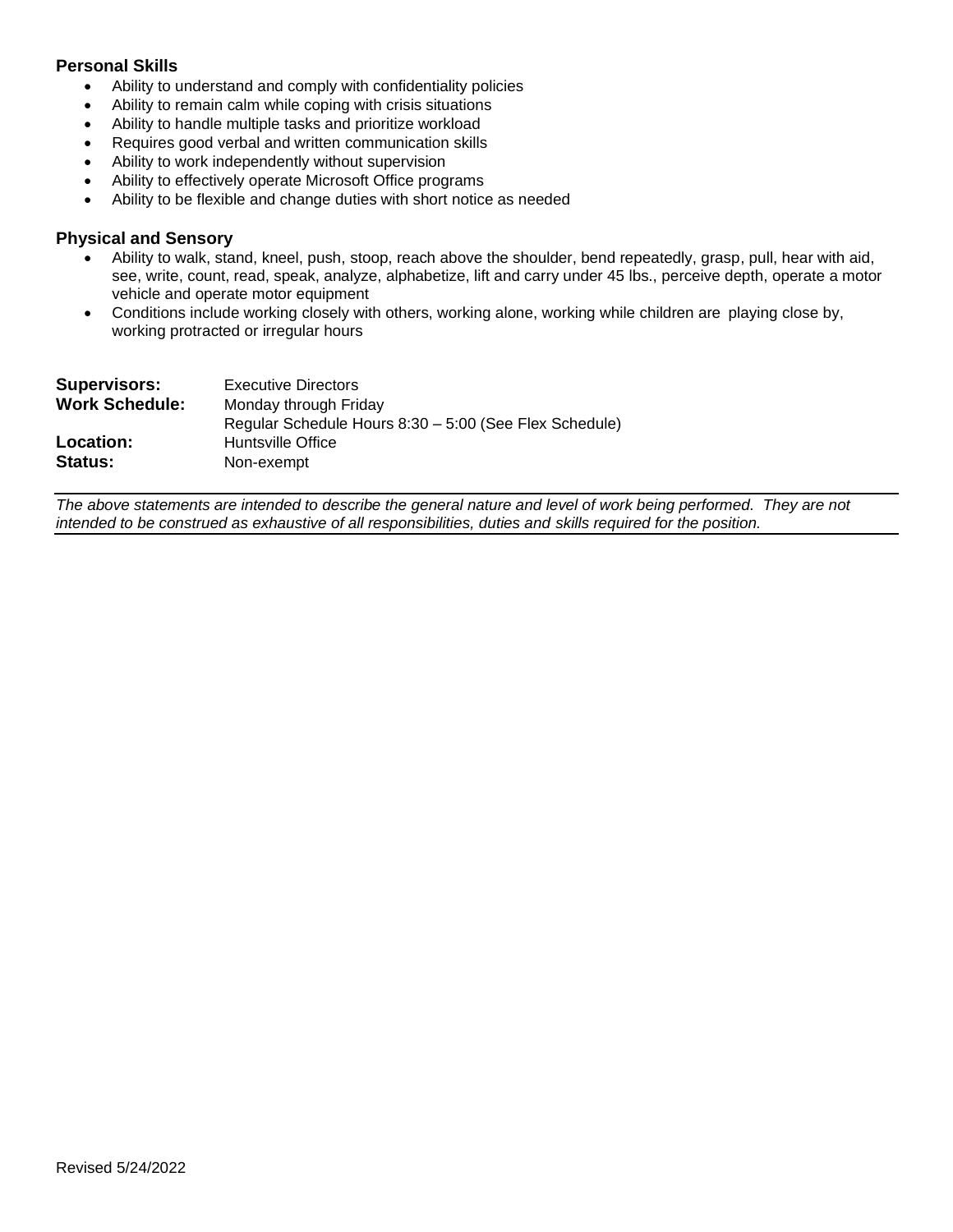### Personal Skills

- Ability to understand and comply with confidentiality policies
- Ability to remain calm while coping with crisis situations
- Ability to handle multiple tasks and prioritize workload
- Requires good verbal and written communication skills
- Ability to work independently without supervision
- Ability to effectively operate Microsoft Office programs
- Ability to be flexible and change duties with short notice as needed

### Physical and Sensory

- Ability to walk, stand, kneel, push, stoop, reach above the shoulder, bend repeatedly, grasp, pull, hear with aid, see, write, count, read, speak, analyze, alphabetize, lift and carry under 45 lbs., perceive depth, operate a motor vehicle and operate motor equipment
- Conditions include working closely with others, working alone, working while children are playing close by, working protracted or irregular hours

| | |
|---|---|
| **Supervisors:** | Executive Directors |
| **Work Schedule:** | Monday through Friday<br>Regular Schedule Hours 8:30 – 5:00 (See Flex Schedule) |
| **Location:** | Huntsville Office |
| **Status:** | Non-exempt |

*The above statements are intended to describe the general nature and level of work being performed. They are not intended to be construed as exhaustive of all responsibilities, duties and skills required for the position.*

Revised 5/24/2022